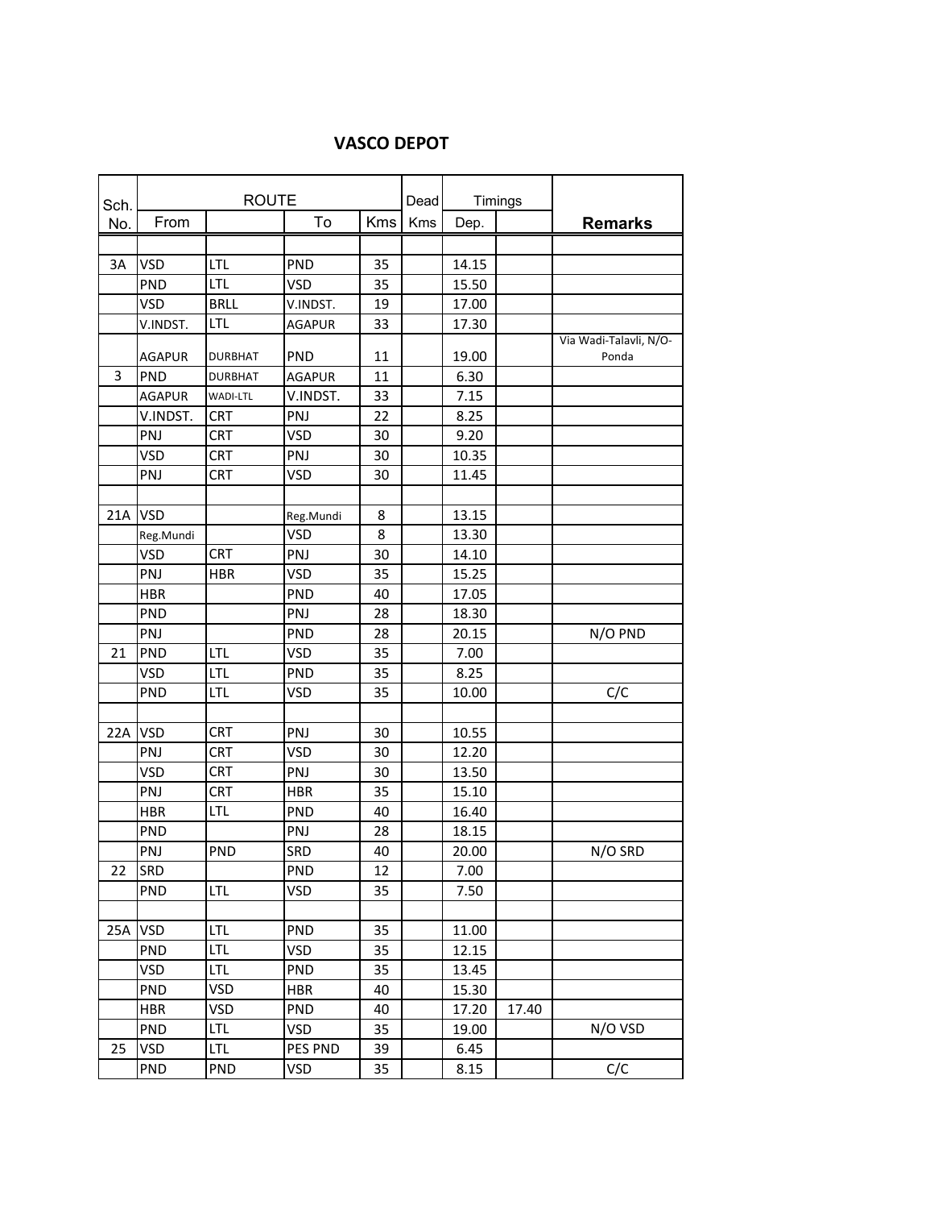# VASCO DEPOT

| Sch. No. | ROUTE From | | To | Kms | Dead Kms | Timings Dep. | | Remarks |
|---|---|---|---|---|---|---|---|---|
| | | | | | | | | |
| 3A | VSD | LTL | PND | 35 | | 14.15 | | |
| | PND | LTL | VSD | 35 | | 15.50 | | |
| | VSD | BRLL | V.INDST. | 19 | | 17.00 | | |
| | V.INDST. | LTL | AGAPUR | 33 | | 17.30 | | |
| | AGAPUR | DURBHAT | PND | 11 | | 19.00 | | Via Wadi-Talavli, N/O-Ponda |
| 3 | PND | DURBHAT | AGAPUR | 11 | | 6.30 | | |
| | AGAPUR | WADI-LTL | V.INDST. | 33 | | 7.15 | | |
| | V.INDST. | CRT | PNJ | 22 | | 8.25 | | |
| | PNJ | CRT | VSD | 30 | | 9.20 | | |
| | VSD | CRT | PNJ | 30 | | 10.35 | | |
| | PNJ | CRT | VSD | 30 | | 11.45 | | |
| | | | | | | | | |
| 21A | VSD | | Reg.Mundi | 8 | | 13.15 | | |
| | Reg.Mundi | | VSD | 8 | | 13.30 | | |
| | VSD | CRT | PNJ | 30 | | 14.10 | | |
| | PNJ | HBR | VSD | 35 | | 15.25 | | |
| | HBR | | PND | 40 | | 17.05 | | |
| | PND | | PNJ | 28 | | 18.30 | | |
| | PNJ | | PND | 28 | | 20.15 | | N/O PND |
| 21 | PND | LTL | VSD | 35 | | 7.00 | | |
| | VSD | LTL | PND | 35 | | 8.25 | | |
| | PND | LTL | VSD | 35 | | 10.00 | | C/C |
| | | | | | | | | |
| 22A | VSD | CRT | PNJ | 30 | | 10.55 | | |
| | PNJ | CRT | VSD | 30 | | 12.20 | | |
| | VSD | CRT | PNJ | 30 | | 13.50 | | |
| | PNJ | CRT | HBR | 35 | | 15.10 | | |
| | HBR | LTL | PND | 40 | | 16.40 | | |
| | PND | | PNJ | 28 | | 18.15 | | |
| | PNJ | PND | SRD | 40 | | 20.00 | | N/O SRD |
| 22 | SRD | | PND | 12 | | 7.00 | | |
| | PND | LTL | VSD | 35 | | 7.50 | | |
| | | | | | | | | |
| 25A | VSD | LTL | PND | 35 | | 11.00 | | |
| | PND | LTL | VSD | 35 | | 12.15 | | |
| | VSD | LTL | PND | 35 | | 13.45 | | |
| | PND | VSD | HBR | 40 | | 15.30 | | |
| | HBR | VSD | PND | 40 | | 17.20 | 17.40 | |
| | PND | LTL | VSD | 35 | | 19.00 | | N/O VSD |
| 25 | VSD | LTL | PES PND | 39 | | 6.45 | | |
| | PND | PND | VSD | 35 | | 8.15 | | C/C |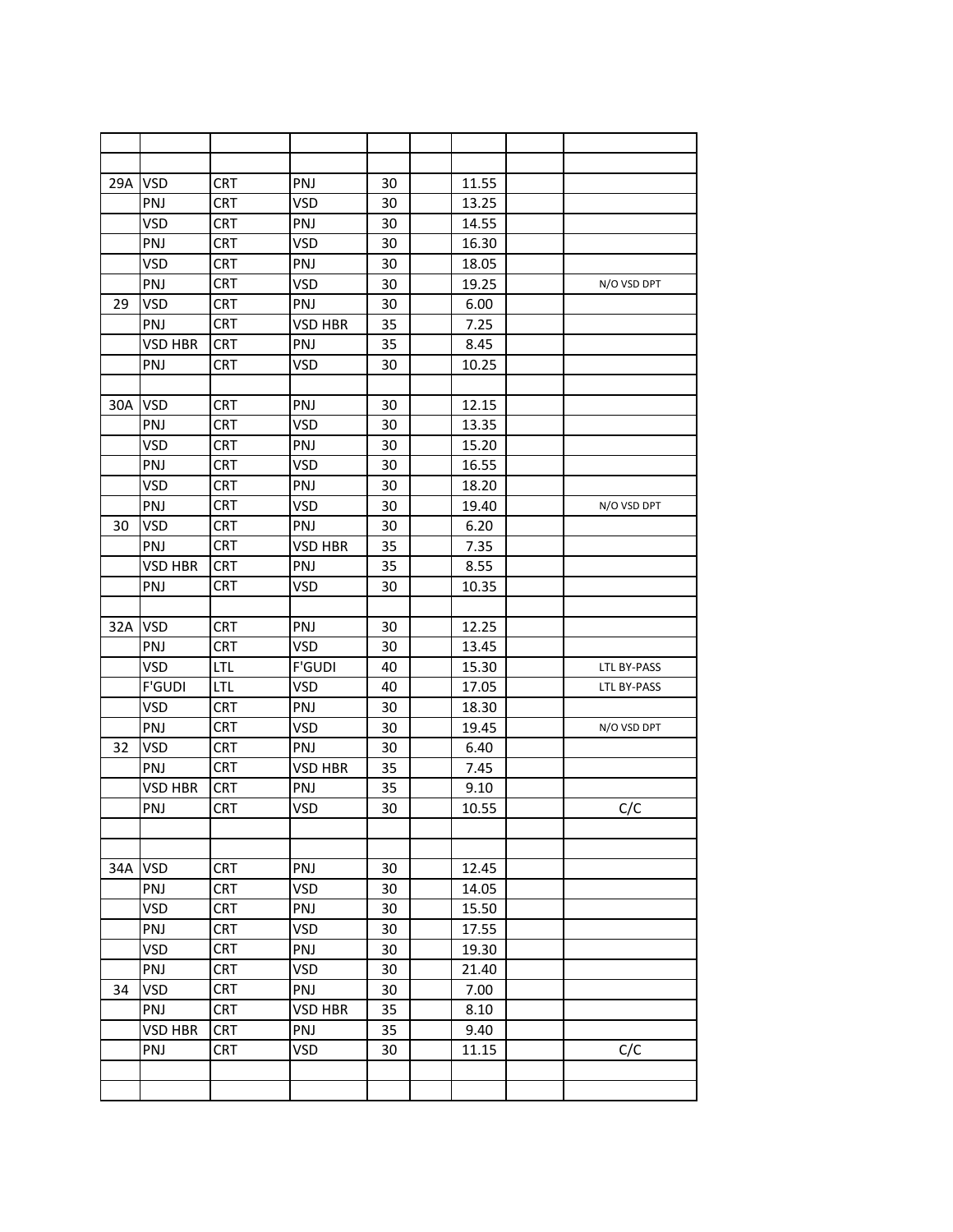| | | | | | | | | |
|---|---|---|---|---|---|---|---|---|
| | | | | | | | | |
| 29A | VSD | CRT | PNJ | 30 | | 11.55 | | |
| | PNJ | CRT | VSD | 30 | | 13.25 | | |
| | VSD | CRT | PNJ | 30 | | 14.55 | | |
| | PNJ | CRT | VSD | 30 | | 16.30 | | |
| | VSD | CRT | PNJ | 30 | | 18.05 | | |
| | PNJ | CRT | VSD | 30 | | 19.25 | | N/O VSD DPT |
| 29 | VSD | CRT | PNJ | 30 | | 6.00 | | |
| | PNJ | CRT | VSD HBR | 35 | | 7.25 | | |
| | VSD HBR | CRT | PNJ | 35 | | 8.45 | | |
| | PNJ | CRT | VSD | 30 | | 10.25 | | |
| | | | | | | | | |
| 30A | VSD | CRT | PNJ | 30 | | 12.15 | | |
| | PNJ | CRT | VSD | 30 | | 13.35 | | |
| | VSD | CRT | PNJ | 30 | | 15.20 | | |
| | PNJ | CRT | VSD | 30 | | 16.55 | | |
| | VSD | CRT | PNJ | 30 | | 18.20 | | |
| | PNJ | CRT | VSD | 30 | | 19.40 | | N/O VSD DPT |
| 30 | VSD | CRT | PNJ | 30 | | 6.20 | | |
| | PNJ | CRT | VSD HBR | 35 | | 7.35 | | |
| | VSD HBR | CRT | PNJ | 35 | | 8.55 | | |
| | PNJ | CRT | VSD | 30 | | 10.35 | | |
| | | | | | | | | |
| 32A | VSD | CRT | PNJ | 30 | | 12.25 | | |
| | PNJ | CRT | VSD | 30 | | 13.45 | | |
| | VSD | LTL | F'GUDI | 40 | | 15.30 | | LTL BY-PASS |
| | F'GUDI | LTL | VSD | 40 | | 17.05 | | LTL BY-PASS |
| | VSD | CRT | PNJ | 30 | | 18.30 | | |
| | PNJ | CRT | VSD | 30 | | 19.45 | | N/O VSD DPT |
| 32 | VSD | CRT | PNJ | 30 | | 6.40 | | |
| | PNJ | CRT | VSD HBR | 35 | | 7.45 | | |
| | VSD HBR | CRT | PNJ | 35 | | 9.10 | | |
| | PNJ | CRT | VSD | 30 | | 10.55 | | C/C |
| | | | | | | | | |
| | | | | | | | | |
| 34A | VSD | CRT | PNJ | 30 | | 12.45 | | |
| | PNJ | CRT | VSD | 30 | | 14.05 | | |
| | VSD | CRT | PNJ | 30 | | 15.50 | | |
| | PNJ | CRT | VSD | 30 | | 17.55 | | |
| | VSD | CRT | PNJ | 30 | | 19.30 | | |
| | PNJ | CRT | VSD | 30 | | 21.40 | | |
| 34 | VSD | CRT | PNJ | 30 | | 7.00 | | |
| | PNJ | CRT | VSD HBR | 35 | | 8.10 | | |
| | VSD HBR | CRT | PNJ | 35 | | 9.40 | | |
| | PNJ | CRT | VSD | 30 | | 11.15 | | C/C |
| | | | | | | | | |
| | | | | | | | | |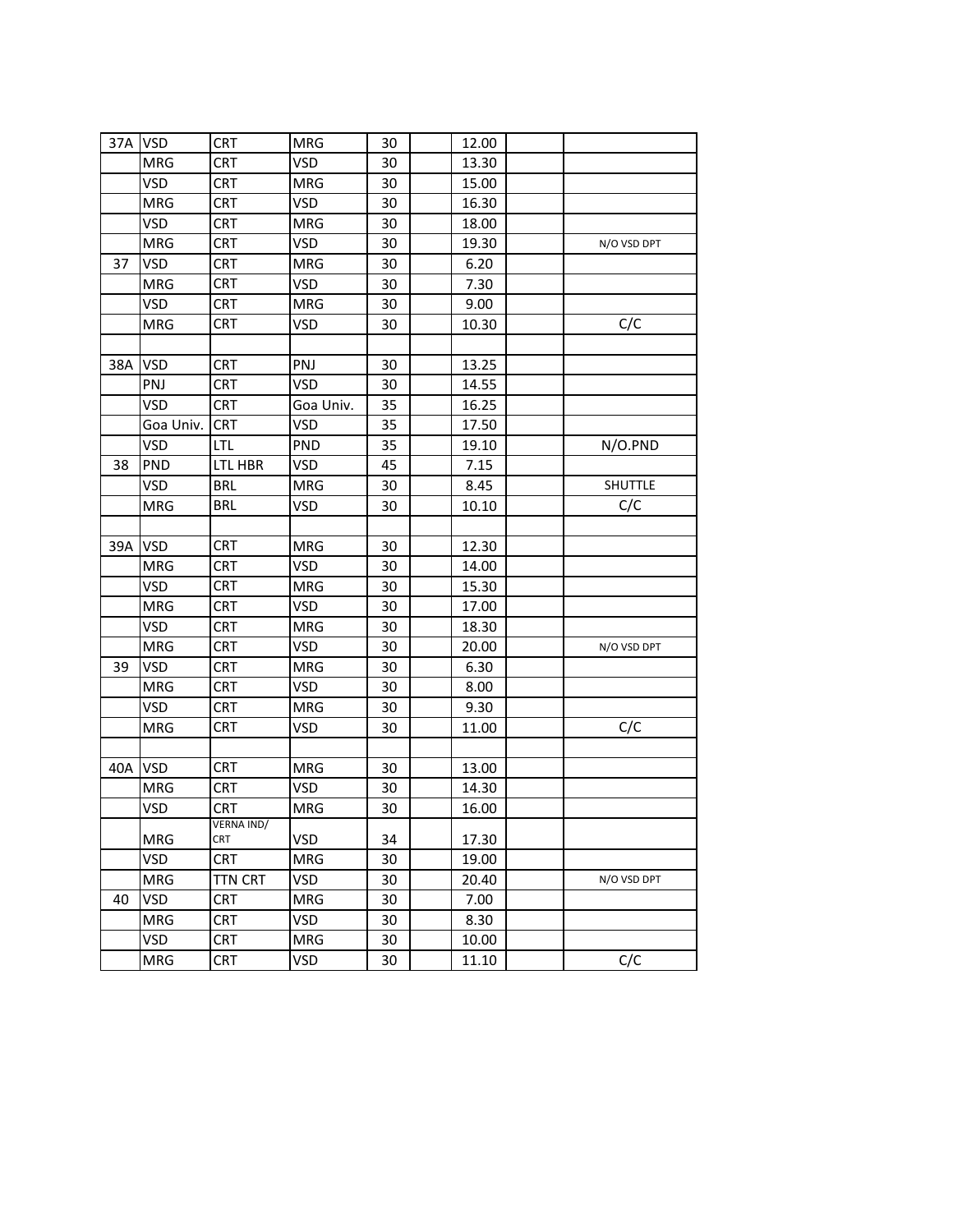| | | | | | | | | |
|---|---|---|---|---|---|---|---|---|
| 37A | VSD | CRT | MRG | 30 | | 12.00 | | |
| | MRG | CRT | VSD | 30 | | 13.30 | | |
| | VSD | CRT | MRG | 30 | | 15.00 | | |
| | MRG | CRT | VSD | 30 | | 16.30 | | |
| | VSD | CRT | MRG | 30 | | 18.00 | | |
| | MRG | CRT | VSD | 30 | | 19.30 | | N/O VSD DPT |
| 37 | VSD | CRT | MRG | 30 | | 6.20 | | |
| | MRG | CRT | VSD | 30 | | 7.30 | | |
| | VSD | CRT | MRG | 30 | | 9.00 | | |
| | MRG | CRT | VSD | 30 | | 10.30 | | C/C |
| | | | | | | | | |
| 38A | VSD | CRT | PNJ | 30 | | 13.25 | | |
| | PNJ | CRT | VSD | 30 | | 14.55 | | |
| | VSD | CRT | Goa Univ. | 35 | | 16.25 | | |
| | Goa Univ. | CRT | VSD | 35 | | 17.50 | | |
| | VSD | LTL | PND | 35 | | 19.10 | | N/O.PND |
| 38 | PND | LTL HBR | VSD | 45 | | 7.15 | | |
| | VSD | BRL | MRG | 30 | | 8.45 | | SHUTTLE |
| | MRG | BRL | VSD | 30 | | 10.10 | | C/C |
| | | | | | | | | |
| 39A | VSD | CRT | MRG | 30 | | 12.30 | | |
| | MRG | CRT | VSD | 30 | | 14.00 | | |
| | VSD | CRT | MRG | 30 | | 15.30 | | |
| | MRG | CRT | VSD | 30 | | 17.00 | | |
| | VSD | CRT | MRG | 30 | | 18.30 | | |
| | MRG | CRT | VSD | 30 | | 20.00 | | N/O VSD DPT |
| 39 | VSD | CRT | MRG | 30 | | 6.30 | | |
| | MRG | CRT | VSD | 30 | | 8.00 | | |
| | VSD | CRT | MRG | 30 | | 9.30 | | |
| | MRG | CRT | VSD | 30 | | 11.00 | | C/C |
| | | | | | | | | |
| 40A | VSD | CRT | MRG | 30 | | 13.00 | | |
| | MRG | CRT | VSD | 30 | | 14.30 | | |
| | VSD | CRT | MRG | 30 | | 16.00 | | |
| | MRG | VERNA IND/ CRT | VSD | 34 | | 17.30 | | |
| | VSD | CRT | MRG | 30 | | 19.00 | | |
| | MRG | TTN CRT | VSD | 30 | | 20.40 | | N/O VSD DPT |
| 40 | VSD | CRT | MRG | 30 | | 7.00 | | |
| | MRG | CRT | VSD | 30 | | 8.30 | | |
| | VSD | CRT | MRG | 30 | | 10.00 | | |
| | MRG | CRT | VSD | 30 | | 11.10 | | C/C |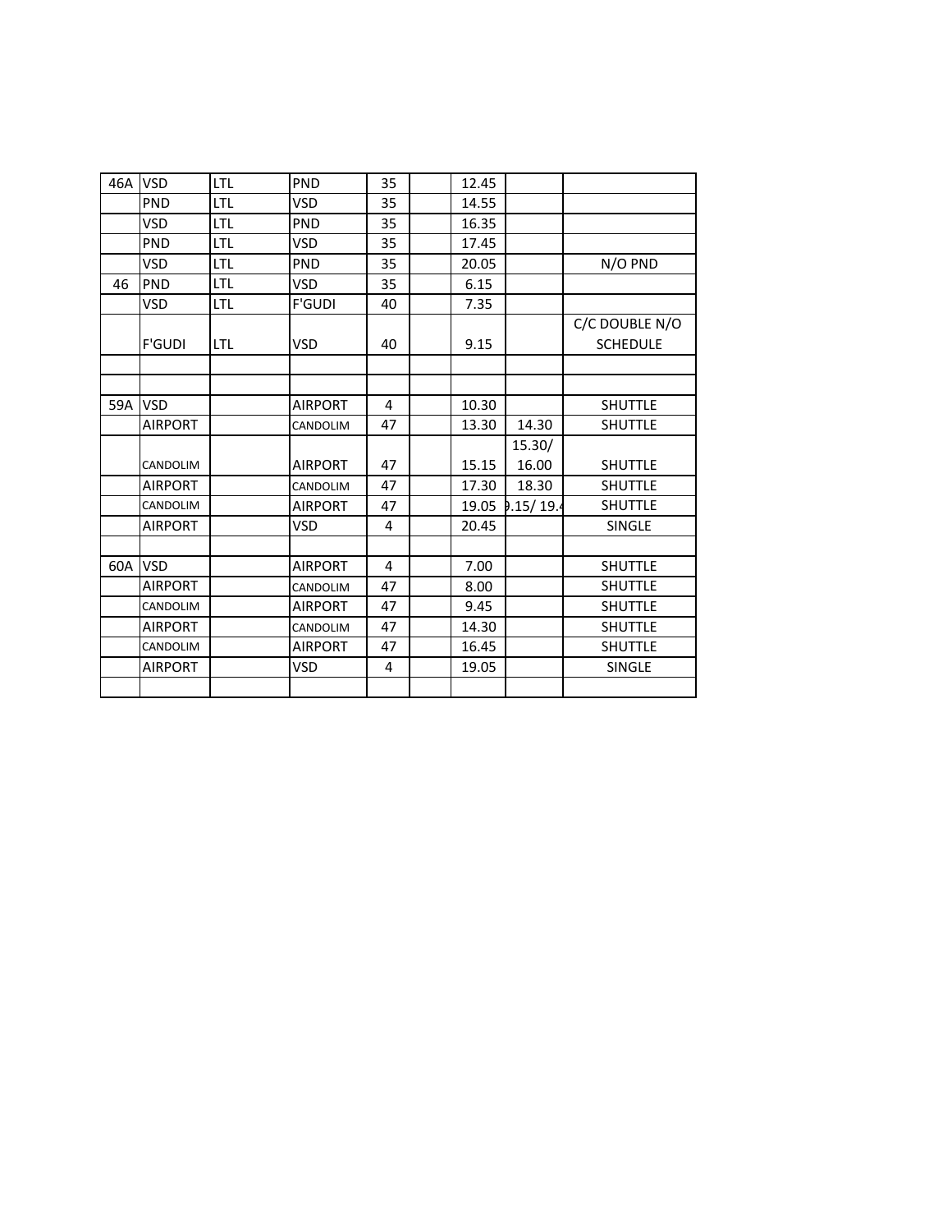| | | | | | | | | |
|---|---|---|---|---|---|---|---|---|
| 46A | VSD | LTL | PND | 35 | | 12.45 | | |
| | PND | LTL | VSD | 35 | | 14.55 | | |
| | VSD | LTL | PND | 35 | | 16.35 | | |
| | PND | LTL | VSD | 35 | | 17.45 | | |
| | VSD | LTL | PND | 35 | | 20.05 | | N/O PND |
| 46 | PND | LTL | VSD | 35 | | 6.15 | | |
| | VSD | LTL | F'GUDI | 40 | | 7.35 | | |
| | F'GUDI | LTL | VSD | 40 | | 9.15 | | C/C DOUBLE N/O SCHEDULE |
| | | | | | | | | |
| | | | | | | | | |
| 59A | VSD | | AIRPORT | 4 | | 10.30 | | SHUTTLE |
| | AIRPORT | | CANDOLIM | 47 | | 13.30 | 14.30 | SHUTTLE |
| | CANDOLIM | | AIRPORT | 47 | | 15.15 | 15.30/ 16.00 | SHUTTLE |
| | AIRPORT | | CANDOLIM | 47 | | 17.30 | 18.30 | SHUTTLE |
| | CANDOLIM | | AIRPORT | 47 | | 19.05 | 9.15/ 19.4 | SHUTTLE |
| | AIRPORT | | VSD | 4 | | 20.45 | | SINGLE |
| | | | | | | | | |
| 60A | VSD | | AIRPORT | 4 | | 7.00 | | SHUTTLE |
| | AIRPORT | | CANDOLIM | 47 | | 8.00 | | SHUTTLE |
| | CANDOLIM | | AIRPORT | 47 | | 9.45 | | SHUTTLE |
| | AIRPORT | | CANDOLIM | 47 | | 14.30 | | SHUTTLE |
| | CANDOLIM | | AIRPORT | 47 | | 16.45 | | SHUTTLE |
| | AIRPORT | | VSD | 4 | | 19.05 | | SINGLE |
| | | | | | | | | |